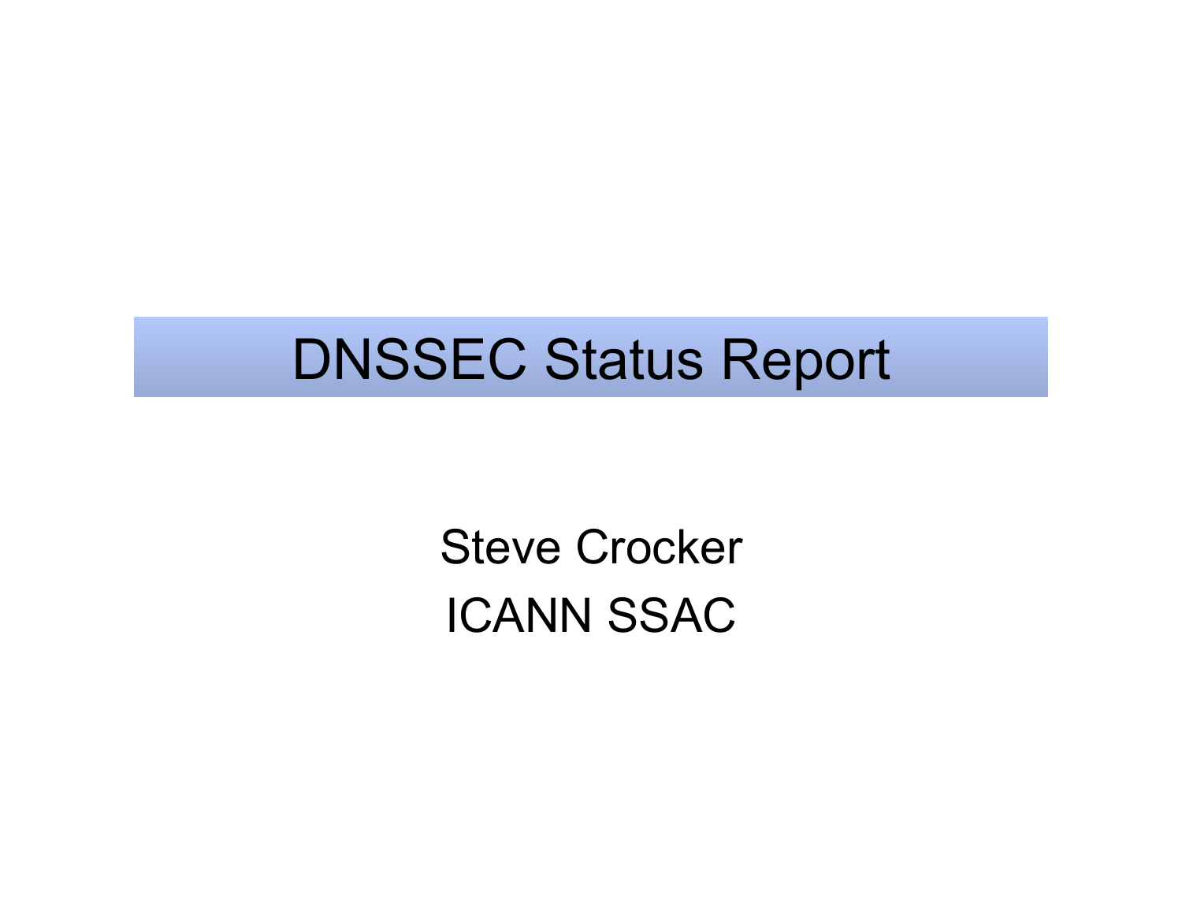# DNSSEC Status Report

Steve Crocker

ICANN SSAC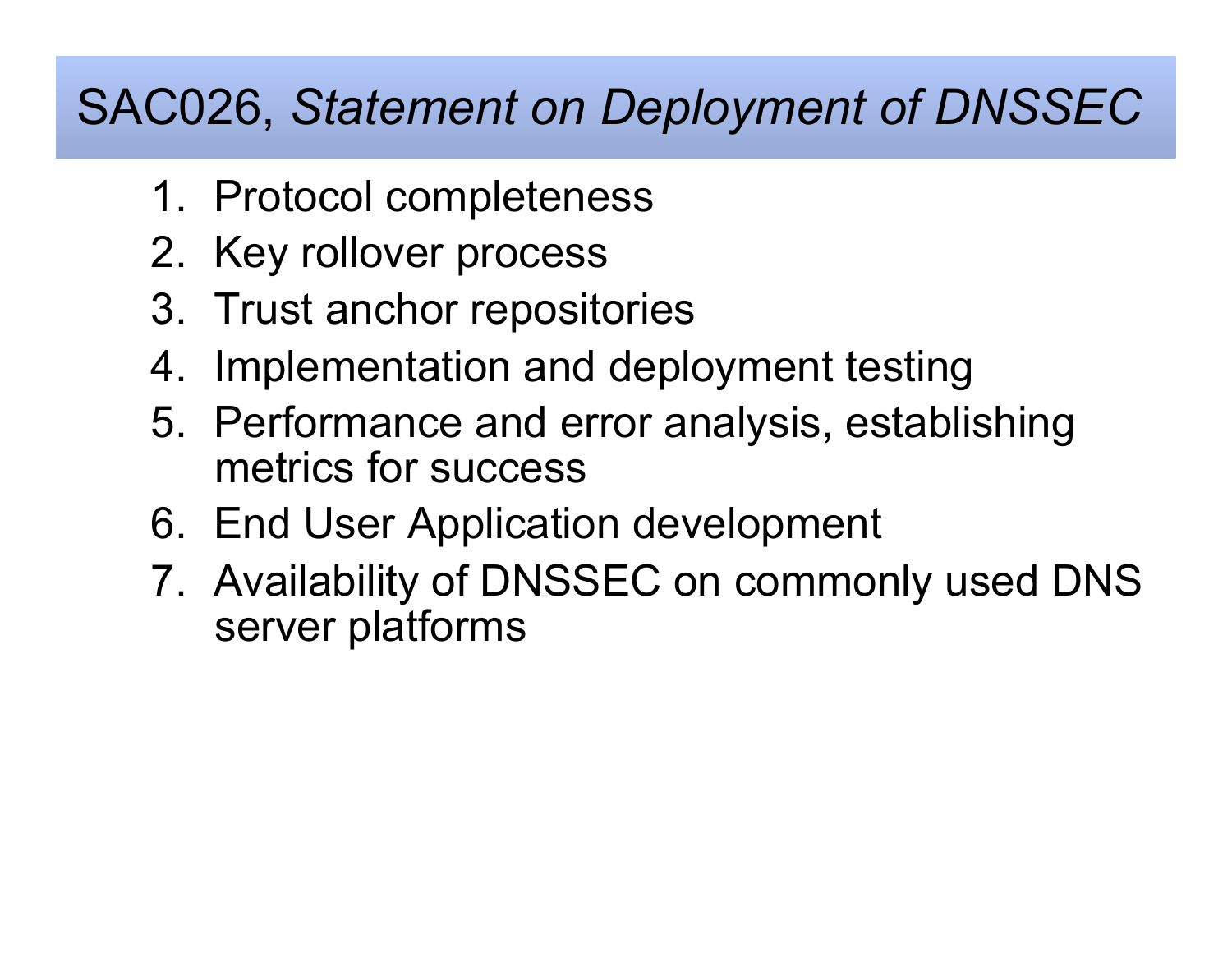# SAC026, *Statement on Deployment of DNSSEC*

1. Protocol completeness
2. Key rollover process
3. Trust anchor repositories
4. Implementation and deployment testing
5. Performance and error analysis, establishing metrics for success
6. End User Application development
7. Availability of DNSSEC on commonly used DNS server platforms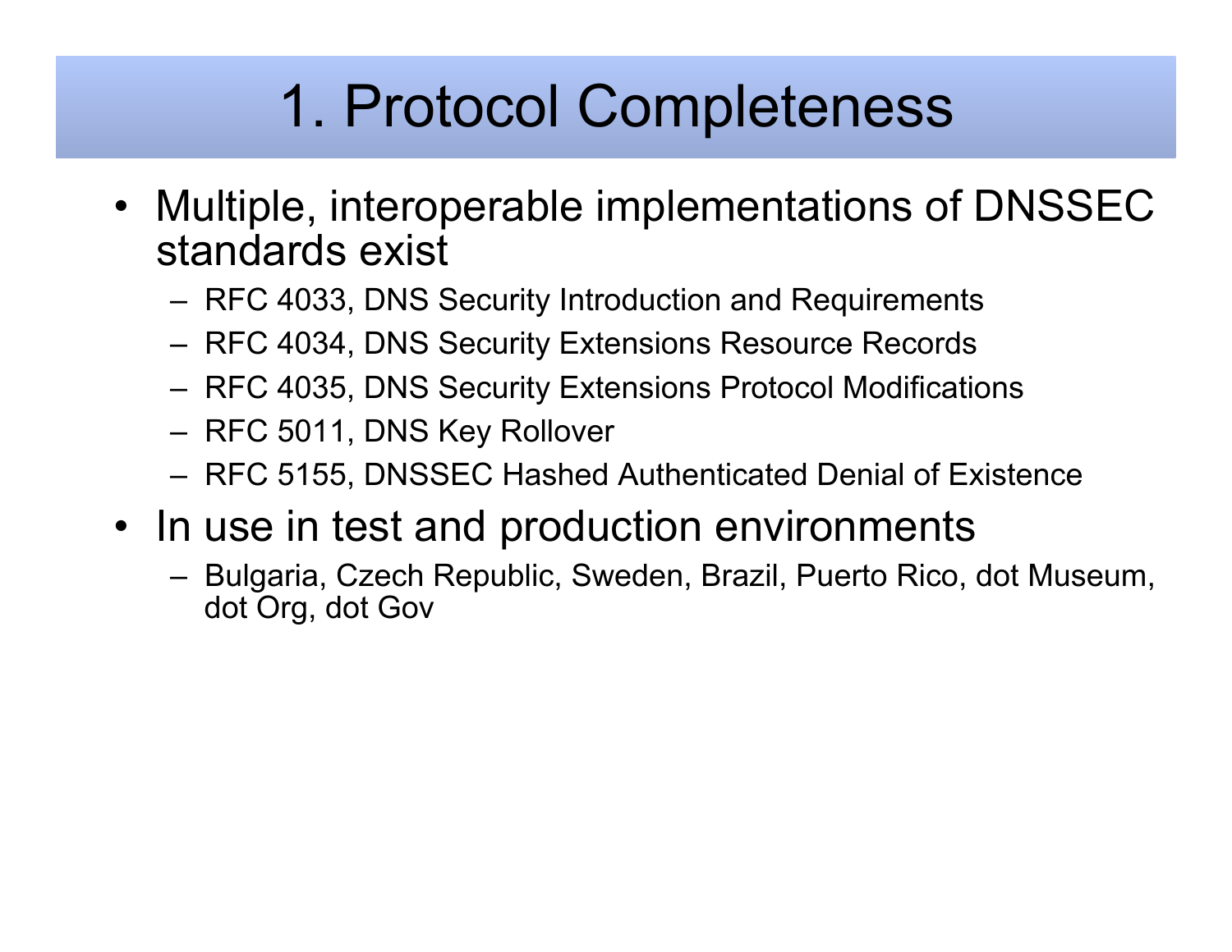# 1. Protocol Completeness

- Multiple, interoperable implementations of DNSSEC standards exist
  - RFC 4033, DNS Security Introduction and Requirements
  - RFC 4034, DNS Security Extensions Resource Records
  - RFC 4035, DNS Security Extensions Protocol Modifications
  - RFC 5011, DNS Key Rollover
  - RFC 5155, DNSSEC Hashed Authenticated Denial of Existence
- In use in test and production environments
  - Bulgaria, Czech Republic, Sweden, Brazil, Puerto Rico, dot Museum, dot Org, dot Gov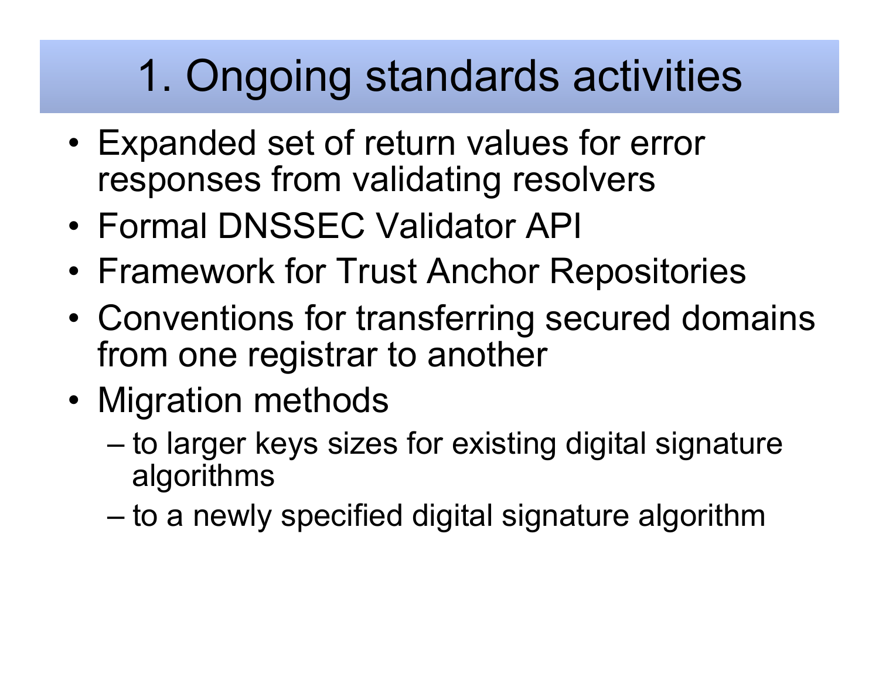# 1. Ongoing standards activities

- Expanded set of return values for error responses from validating resolvers
- Formal DNSSEC Validator API
- Framework for Trust Anchor Repositories
- Conventions for transferring secured domains from one registrar to another
- Migration methods
  - to larger keys sizes for existing digital signature algorithms
  - to a newly specified digital signature algorithm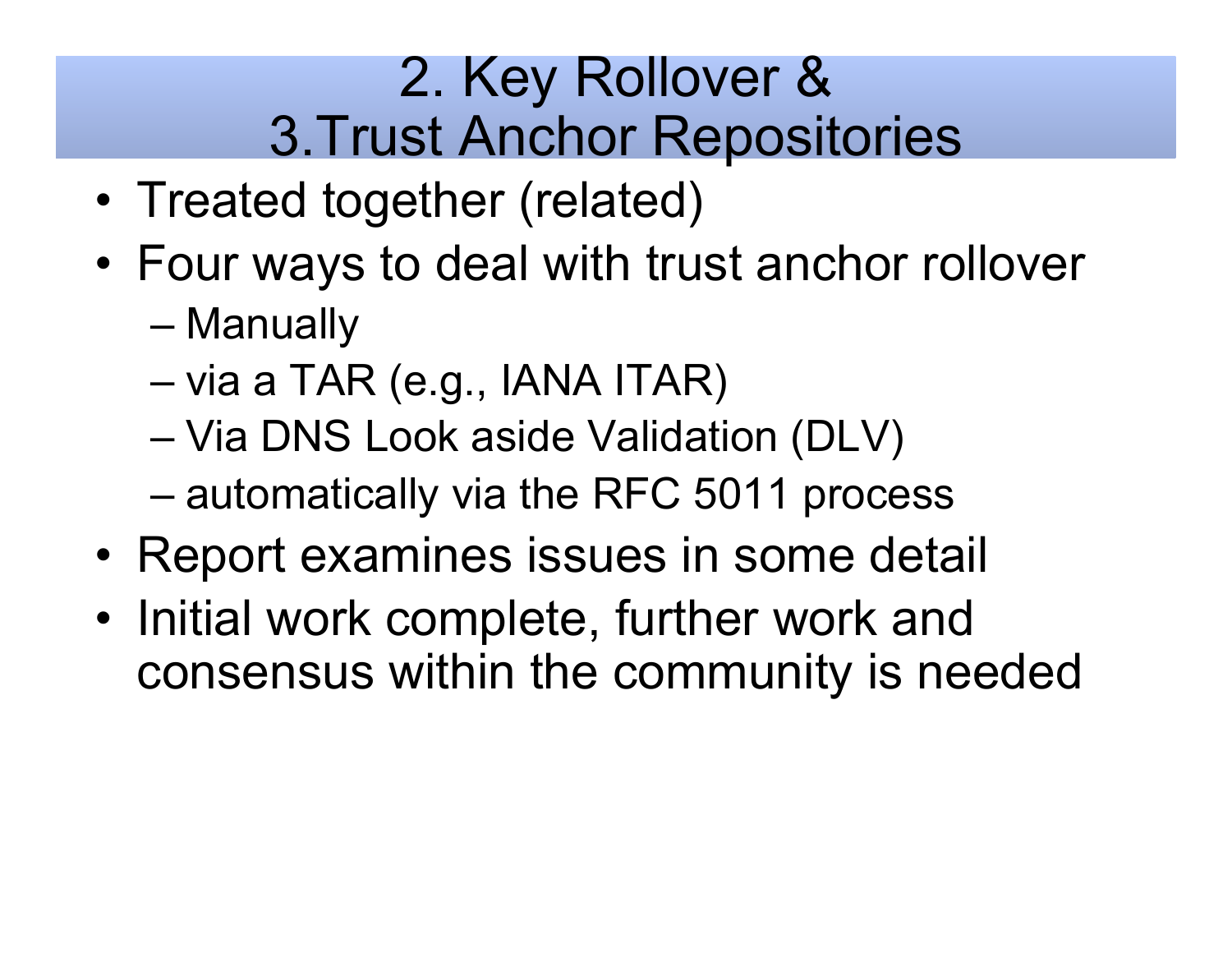# 2. Key Rollover & 3.Trust Anchor Repositories

- Treated together (related)
- Four ways to deal with trust anchor rollover
  - Manually
  - via a TAR (e.g., IANA ITAR)
  - Via DNS Look aside Validation (DLV)
  - automatically via the RFC 5011 process
- Report examines issues in some detail
- Initial work complete, further work and consensus within the community is needed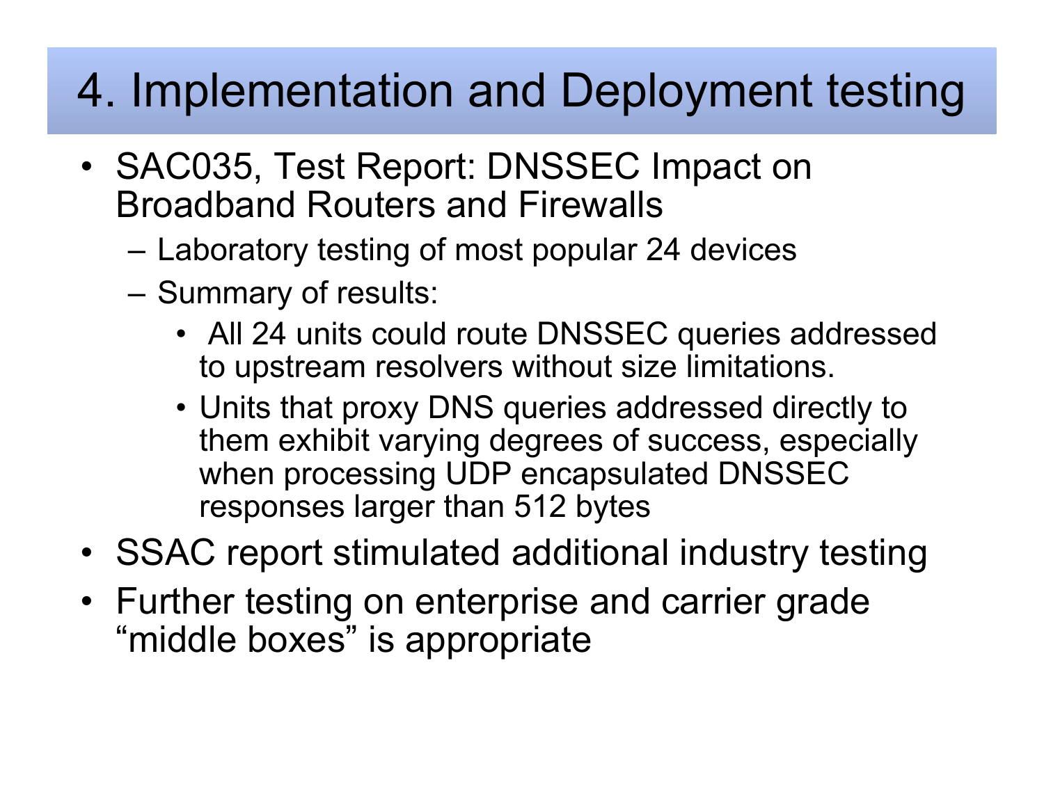# 4. Implementation and Deployment testing

- SAC035, Test Report: DNSSEC Impact on Broadband Routers and Firewalls
  - Laboratory testing of most popular 24 devices
  - Summary of results:
    - All 24 units could route DNSSEC queries addressed to upstream resolvers without size limitations.
    - Units that proxy DNS queries addressed directly to them exhibit varying degrees of success, especially when processing UDP encapsulated DNSSEC responses larger than 512 bytes
- SSAC report stimulated additional industry testing
- Further testing on enterprise and carrier grade “middle boxes” is appropriate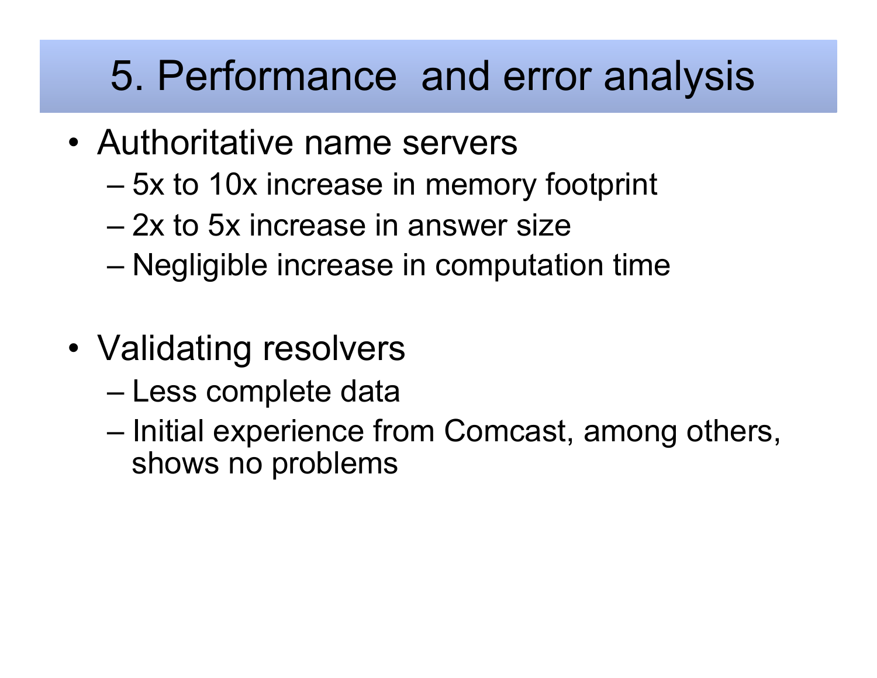# 5. Performance and error analysis

- Authoritative name servers
  - 5x to 10x increase in memory footprint
  - 2x to 5x increase in answer size
  - Negligible increase in computation time
- Validating resolvers
  - Less complete data
  - Initial experience from Comcast, among others, shows no problems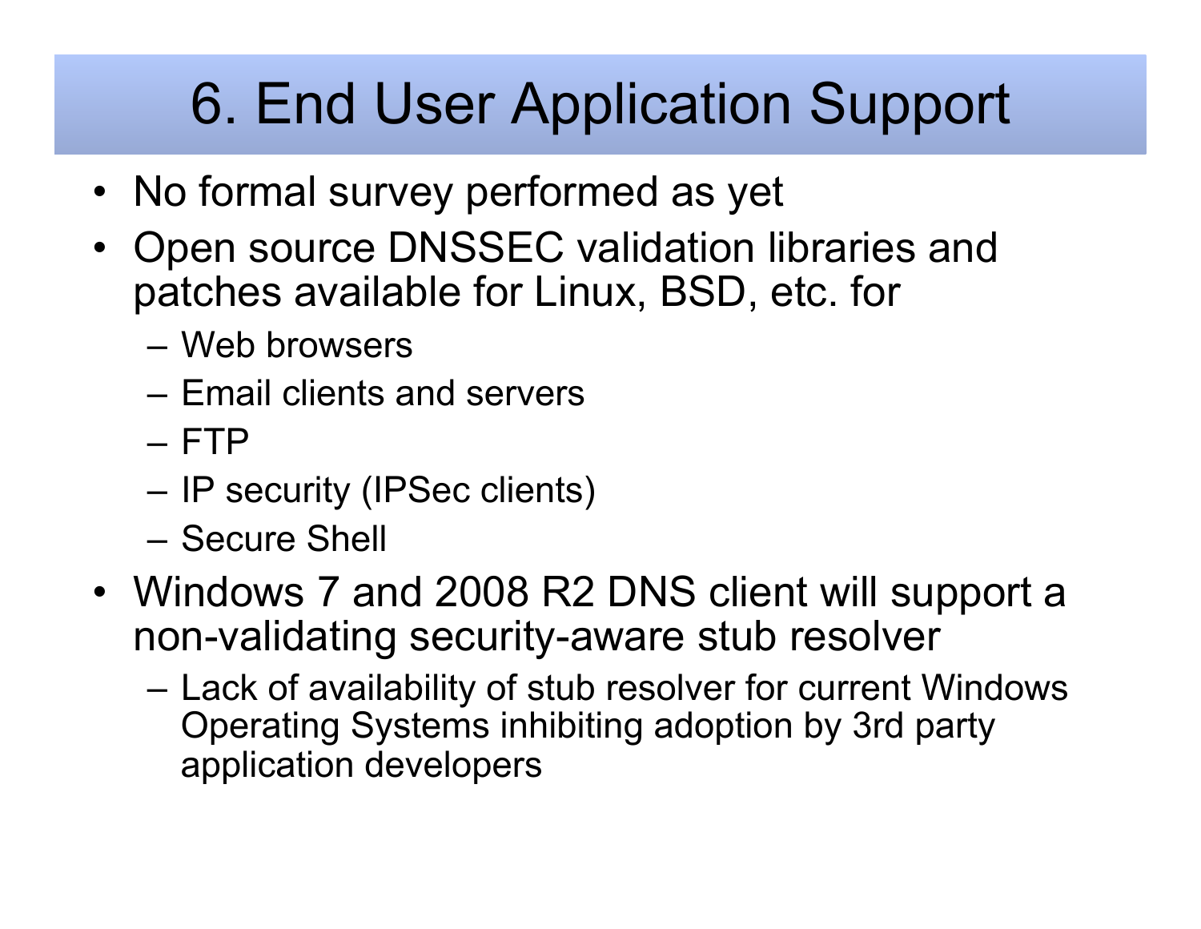# 6. End User Application Support

- No formal survey performed as yet
- Open source DNSSEC validation libraries and patches available for Linux, BSD, etc. for
  - Web browsers
  - Email clients and servers
  - FTP
  - IP security (IPSec clients)
  - Secure Shell
- Windows 7 and 2008 R2 DNS client will support a non-validating security-aware stub resolver
  - Lack of availability of stub resolver for current Windows Operating Systems inhibiting adoption by 3rd party application developers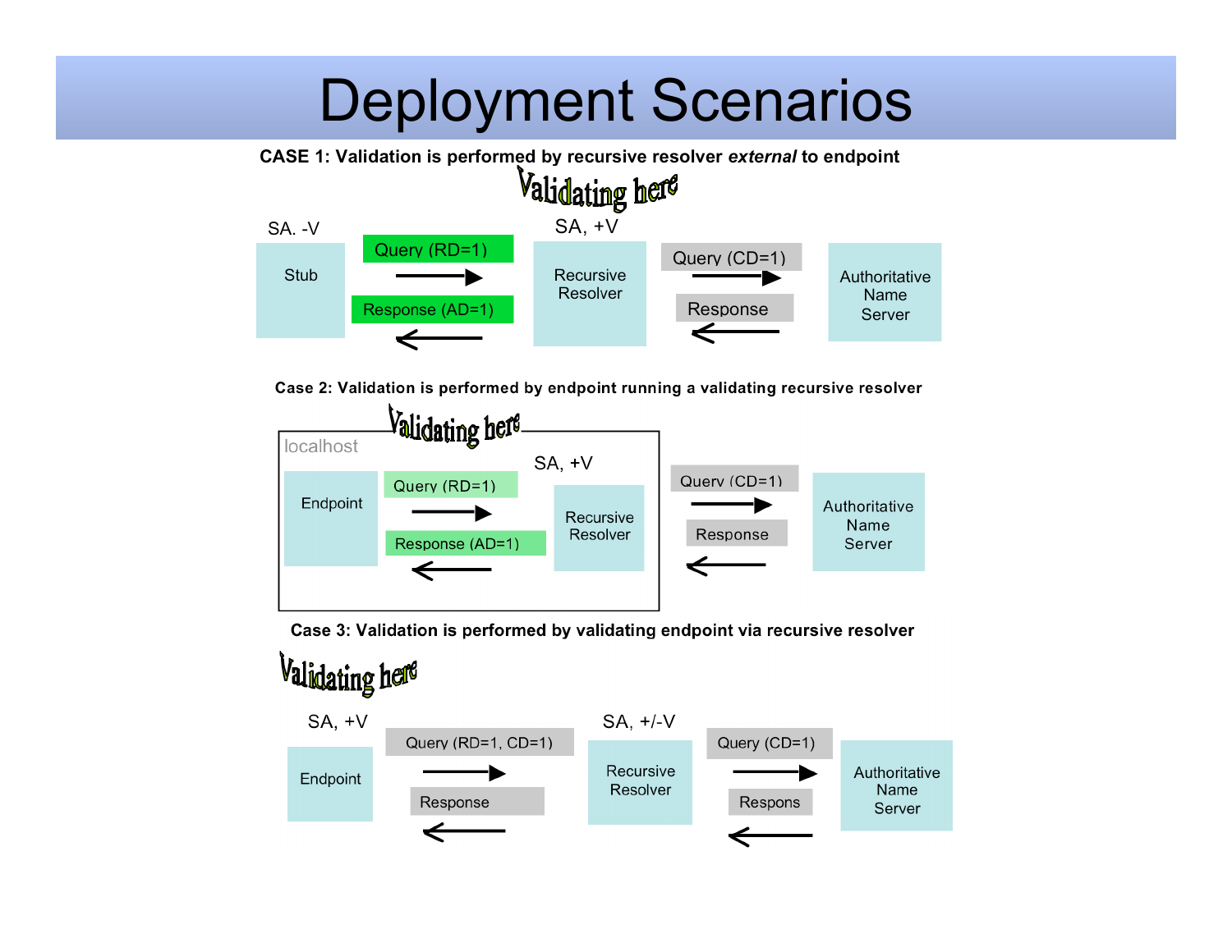# Deployment Scenarios

**CASE 1: Validation is performed by recursive resolver *external* to endpoint**

Validating here

SA. -V

Stub

Query (RD=1)

Response (AD=1)

SA, +V

Recursive Resolver

Query (CD=1)

Response

Authoritative Name Server

**Case 2: Validation is performed by endpoint running a validating recursive resolver**

Validating here

localhost

Endpoint

Query (RD=1)

Response (AD=1)

SA, +V

Recursive Resolver

Query (CD=1)

Response

Authoritative Name Server

**Case 3: Validation is performed by validating endpoint via recursive resolver**

Validating here

SA, +V

Endpoint

Query (RD=1, CD=1)

Response

SA, +/-V

Recursive Resolver

Query (CD=1)

Respons

Authoritative Name Server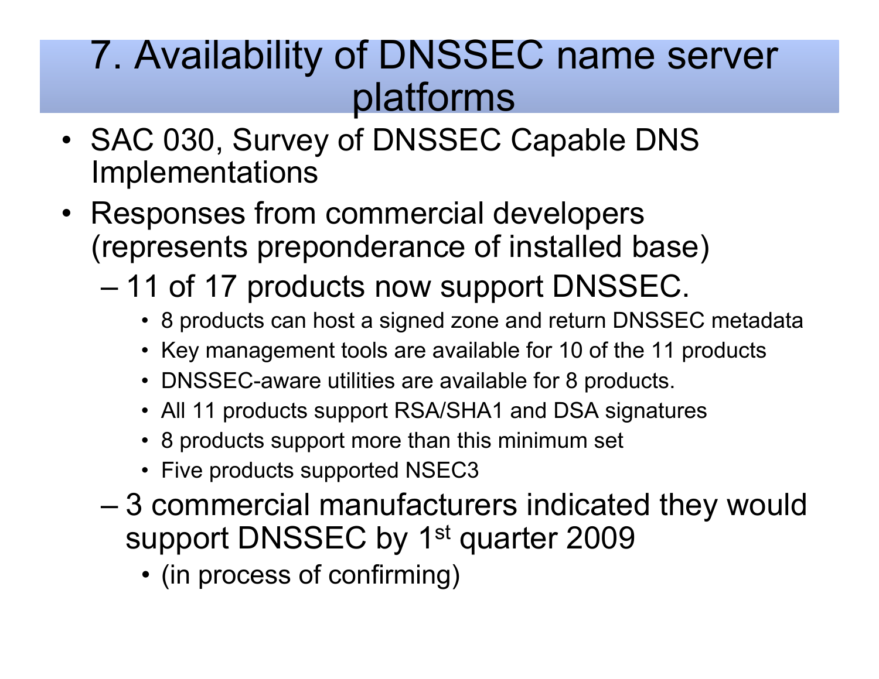# 7. Availability of DNSSEC name server platforms

- SAC 030, Survey of DNSSEC Capable DNS Implementations
- Responses from commercial developers (represents preponderance of installed base)
  - 11 of 17 products now support DNSSEC.
    - 8 products can host a signed zone and return DNSSEC metadata
    - Key management tools are available for 10 of the 11 products
    - DNSSEC-aware utilities are available for 8 products.
    - All 11 products support RSA/SHA1 and DSA signatures
    - 8 products support more than this minimum set
    - Five products supported NSEC3
  - 3 commercial manufacturers indicated they would support DNSSEC by 1st quarter 2009
    - (in process of confirming)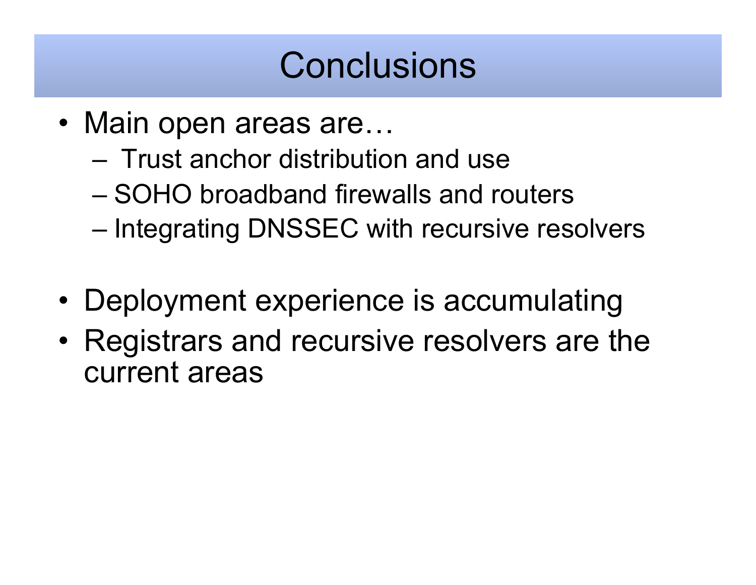# Conclusions

- Main open areas are…
  - Trust anchor distribution and use
  - SOHO broadband firewalls and routers
  - Integrating DNSSEC with recursive resolvers
- Deployment experience is accumulating
- Registrars and recursive resolvers are the current areas